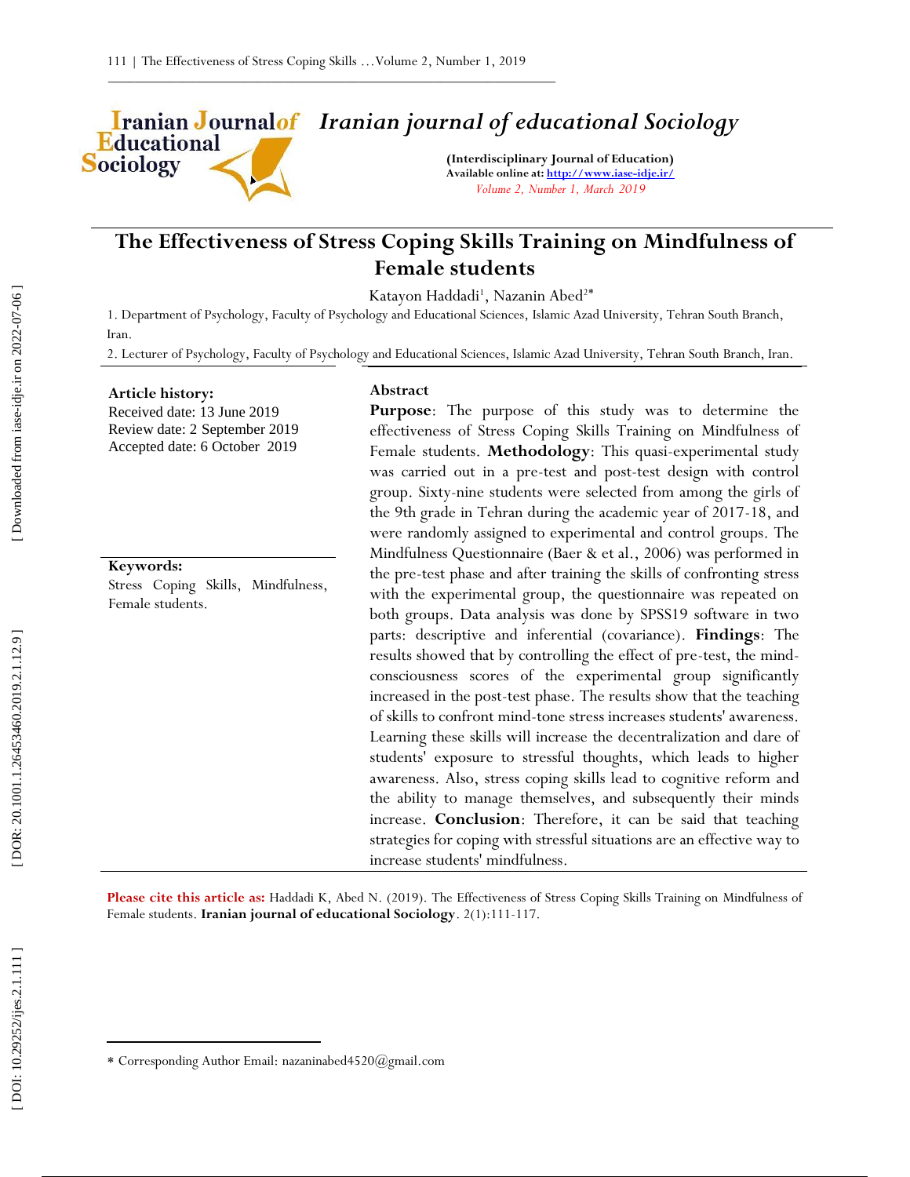# Iranian journal of educational Sociology

**(Interdisciplinary Journal of Education)**
**Available online at: http://www.iase-idje.ir/**
*Volume 2, Number 1, March 2019*

# The Effectiveness of Stress Coping Skills Training on Mindfulness of Female students

Katayon Haddadi[1], Nazanin Abed[2*]

1. Department of Psychology, Faculty of Psychology and Educational Sciences, Islamic Azad University, Tehran South Branch, Iran.
2. Lecturer of Psychology, Faculty of Psychology and Educational Sciences, Islamic Azad University, Tehran South Branch, Iran.

**Article history:**
Received date: 13 June 2019
Review date: 2 September 2019
Accepted date: 6 October 2019

**Keywords:**
Stress Coping Skills, Mindfulness, Female students.

**Abstract**

**Purpose**: The purpose of this study was to determine the effectiveness of Stress Coping Skills Training on Mindfulness of Female students. **Methodology**: This quasi-experimental study was carried out in a pre-test and post-test design with control group. Sixty-nine students were selected from among the girls of the 9th grade in Tehran during the academic year of 2017-18, and were randomly assigned to experimental and control groups. The Mindfulness Questionnaire (Baer & et al., 2006) was performed in the pre-test phase and after training the skills of confronting stress with the experimental group, the questionnaire was repeated on both groups. Data analysis was done by SPSS19 software in two parts: descriptive and inferential (covariance). **Findings**: The results showed that by controlling the effect of pre-test, the mind-consciousness scores of the experimental group significantly increased in the post-test phase. The results show that the teaching of skills to confront mind-tone stress increases students' awareness. Learning these skills will increase the decentralization and dare of students' exposure to stressful thoughts, which leads to higher awareness. Also, stress coping skills lead to cognitive reform and the ability to manage themselves, and subsequently their minds increase. **Conclusion**: Therefore, it can be said that teaching strategies for coping with stressful situations are an effective way to increase students' mindfulness.

**Please cite this article as:** Haddadi K, Abed N. (2019). The Effectiveness of Stress Coping Skills Training on Mindfulness of Female students. **Iranian journal of educational Sociology**. 2(1):111-117.

* Corresponding Author Email: nazaninabed4520@gmail.com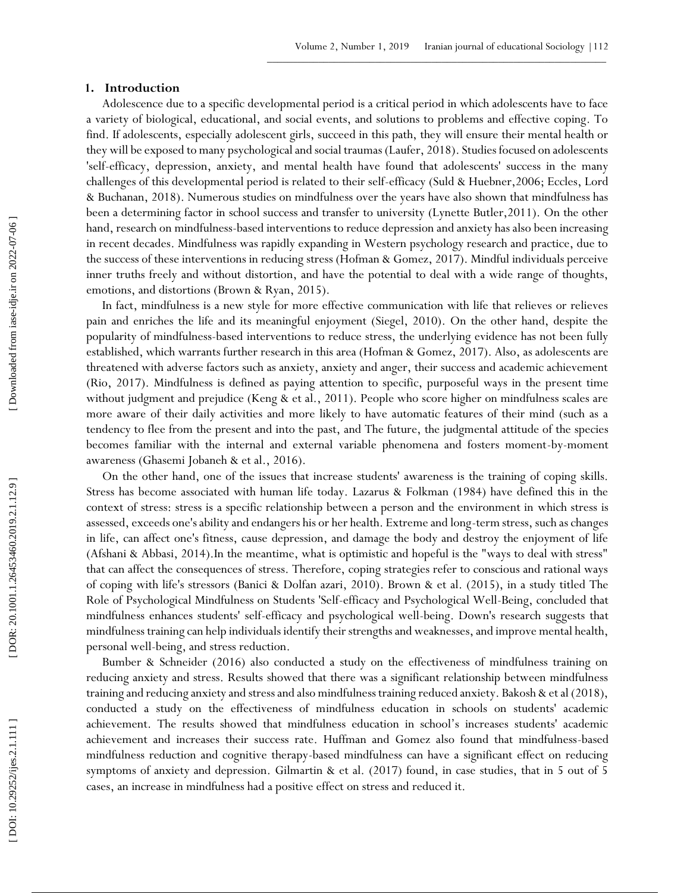## 1. Introduction

Adolescence due to a specific developmental period is a critical period in which adolescents have to face a variety of biological, educational, and social events, and solutions to problems and effective coping. To find. If adolescents, especially adolescent girls, succeed in this path, they will ensure their mental health or they will be exposed to many psychological and social traumas (Laufer, 2018). Studies focused on adolescents 'self-efficacy, depression, anxiety, and mental health have found that adolescents' success in the many challenges of this developmental period is related to their self-efficacy (Suld & Huebner,2006; Eccles, Lord & Buchanan, 2018). Numerous studies on mindfulness over the years have also shown that mindfulness has been a determining factor in school success and transfer to university (Lynette Butler,2011). On the other hand, research on mindfulness-based interventions to reduce depression and anxiety has also been increasing in recent decades. Mindfulness was rapidly expanding in Western psychology research and practice, due to the success of these interventions in reducing stress (Hofman & Gomez, 2017). Mindful individuals perceive inner truths freely and without distortion, and have the potential to deal with a wide range of thoughts, emotions, and distortions (Brown & Ryan, 2015).

In fact, mindfulness is a new style for more effective communication with life that relieves or relieves pain and enriches the life and its meaningful enjoyment (Siegel, 2010). On the other hand, despite the popularity of mindfulness-based interventions to reduce stress, the underlying evidence has not been fully established, which warrants further research in this area (Hofman & Gomez, 2017). Also, as adolescents are threatened with adverse factors such as anxiety, anxiety and anger, their success and academic achievement (Rio, 2017). Mindfulness is defined as paying attention to specific, purposeful ways in the present time without judgment and prejudice (Keng & et al., 2011). People who score higher on mindfulness scales are more aware of their daily activities and more likely to have automatic features of their mind (such as a tendency to flee from the present and into the past, and The future, the judgmental attitude of the species becomes familiar with the internal and external variable phenomena and fosters moment-by-moment awareness (Ghasemi Jobaneh & et al., 2016).

On the other hand, one of the issues that increase students' awareness is the training of coping skills. Stress has become associated with human life today. Lazarus & Folkman (1984) have defined this in the context of stress: stress is a specific relationship between a person and the environment in which stress is assessed, exceeds one's ability and endangers his or her health. Extreme and long-term stress, such as changes in life, can affect one's fitness, cause depression, and damage the body and destroy the enjoyment of life (Afshani & Abbasi, 2014).In the meantime, what is optimistic and hopeful is the "ways to deal with stress" that can affect the consequences of stress. Therefore, coping strategies refer to conscious and rational ways of coping with life's stressors (Banici & Dolfan azari, 2010). Brown & et al. (2015), in a study titled The Role of Psychological Mindfulness on Students 'Self-efficacy and Psychological Well-Being, concluded that mindfulness enhances students' self-efficacy and psychological well-being. Down's research suggests that mindfulness training can help individuals identify their strengths and weaknesses, and improve mental health, personal well-being, and stress reduction.

Bumber & Schneider (2016) also conducted a study on the effectiveness of mindfulness training on reducing anxiety and stress. Results showed that there was a significant relationship between mindfulness training and reducing anxiety and stress and also mindfulness training reduced anxiety. Bakosh & et al (2018), conducted a study on the effectiveness of mindfulness education in schools on students' academic achievement. The results showed that mindfulness education in school's increases students' academic achievement and increases their success rate. Huffman and Gomez also found that mindfulness-based mindfulness reduction and cognitive therapy-based mindfulness can have a significant effect on reducing symptoms of anxiety and depression. Gilmartin & et al. (2017) found, in case studies, that in 5 out of 5 cases, an increase in mindfulness had a positive effect on stress and reduced it.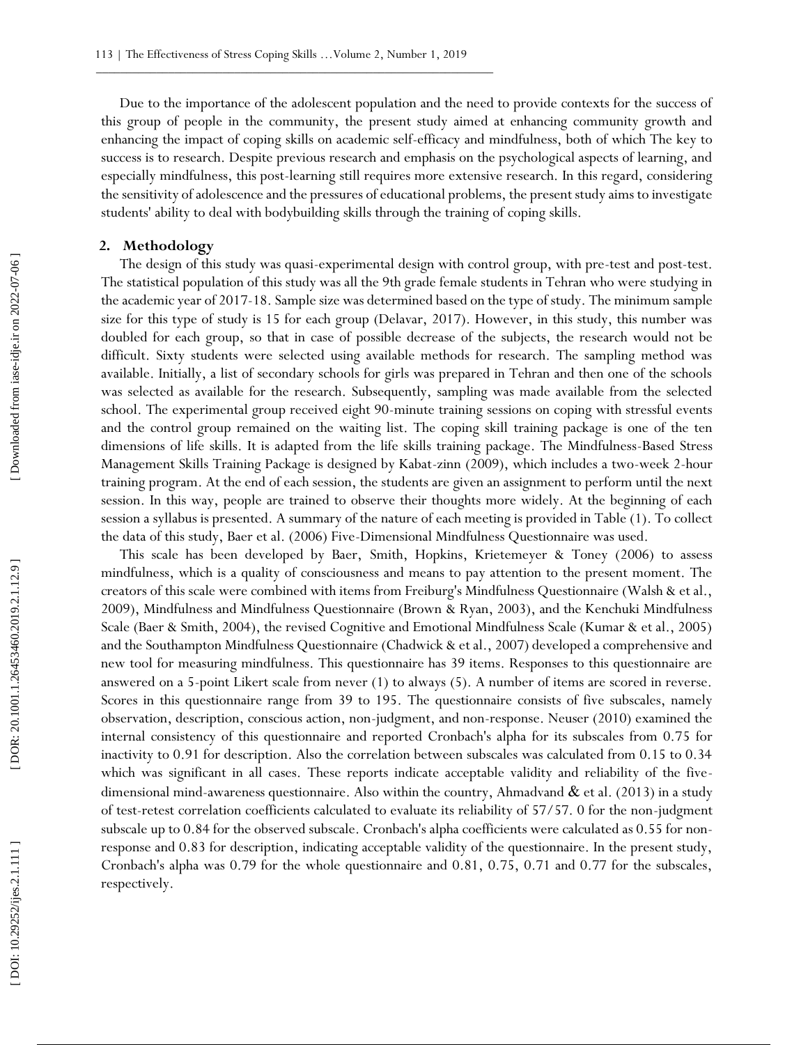Due to the importance of the adolescent population and the need to provide contexts for the success of this group of people in the community, the present study aimed at enhancing community growth and enhancing the impact of coping skills on academic self-efficacy and mindfulness, both of which The key to success is to research. Despite previous research and emphasis on the psychological aspects of learning, and especially mindfulness, this post-learning still requires more extensive research. In this regard, considering the sensitivity of adolescence and the pressures of educational problems, the present study aims to investigate students' ability to deal with bodybuilding skills through the training of coping skills.

## 2. Methodology

The design of this study was quasi-experimental design with control group, with pre-test and post-test. The statistical population of this study was all the 9th grade female students in Tehran who were studying in the academic year of 2017-18. Sample size was determined based on the type of study. The minimum sample size for this type of study is 15 for each group (Delavar, 2017). However, in this study, this number was doubled for each group, so that in case of possible decrease of the subjects, the research would not be difficult. Sixty students were selected using available methods for research. The sampling method was available. Initially, a list of secondary schools for girls was prepared in Tehran and then one of the schools was selected as available for the research. Subsequently, sampling was made available from the selected school. The experimental group received eight 90-minute training sessions on coping with stressful events and the control group remained on the waiting list. The coping skill training package is one of the ten dimensions of life skills. It is adapted from the life skills training package. The Mindfulness-Based Stress Management Skills Training Package is designed by Kabat-zinn (2009), which includes a two-week 2-hour training program. At the end of each session, the students are given an assignment to perform until the next session. In this way, people are trained to observe their thoughts more widely. At the beginning of each session a syllabus is presented. A summary of the nature of each meeting is provided in Table (1). To collect the data of this study, Baer et al. (2006) Five-Dimensional Mindfulness Questionnaire was used.

This scale has been developed by Baer, Smith, Hopkins, Krietemeyer & Toney (2006) to assess mindfulness, which is a quality of consciousness and means to pay attention to the present moment. The creators of this scale were combined with items from Freiburg's Mindfulness Questionnaire (Walsh & et al., 2009), Mindfulness and Mindfulness Questionnaire (Brown & Ryan, 2003), and the Kenchuki Mindfulness Scale (Baer & Smith, 2004), the revised Cognitive and Emotional Mindfulness Scale (Kumar & et al., 2005) and the Southampton Mindfulness Questionnaire (Chadwick & et al., 2007) developed a comprehensive and new tool for measuring mindfulness. This questionnaire has 39 items. Responses to this questionnaire are answered on a 5-point Likert scale from never (1) to always (5). A number of items are scored in reverse. Scores in this questionnaire range from 39 to 195. The questionnaire consists of five subscales, namely observation, description, conscious action, non-judgment, and non-response. Neuser (2010) examined the internal consistency of this questionnaire and reported Cronbach's alpha for its subscales from 0.75 for inactivity to 0.91 for description. Also the correlation between subscales was calculated from 0.15 to 0.34 which was significant in all cases. These reports indicate acceptable validity and reliability of the five-dimensional mind-awareness questionnaire. Also within the country, Ahmadvand & et al. (2013) in a study of test-retest correlation coefficients calculated to evaluate its reliability of 57/57. 0 for the non-judgment subscale up to 0.84 for the observed subscale. Cronbach's alpha coefficients were calculated as 0.55 for non-response and 0.83 for description, indicating acceptable validity of the questionnaire. In the present study, Cronbach's alpha was 0.79 for the whole questionnaire and 0.81, 0.75, 0.71 and 0.77 for the subscales, respectively.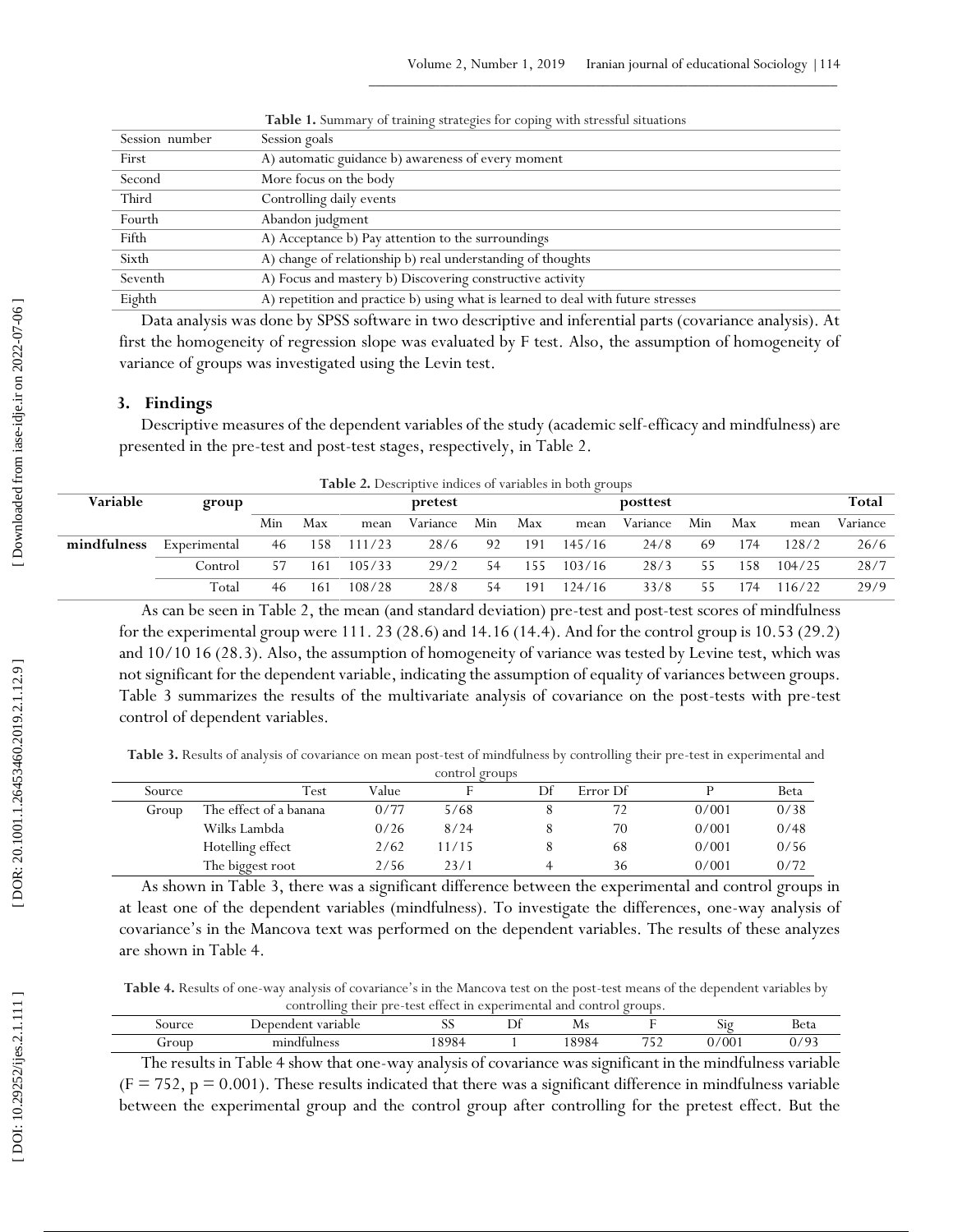**Table 1.** Summary of training strategies for coping with stressful situations

| Session number | Session goals |
|---|---|
| First | A) automatic guidance b) awareness of every moment |
| Second | More focus on the body |
| Third | Controlling daily events |
| Fourth | Abandon judgment |
| Fifth | A) Acceptance b) Pay attention to the surroundings |
| Sixth | A) change of relationship b) real understanding of thoughts |
| Seventh | A) Focus and mastery b) Discovering constructive activity |
| Eighth | A) repetition and practice b) using what is learned to deal with future stresses |

Data analysis was done by SPSS software in two descriptive and inferential parts (covariance analysis). At first the homogeneity of regression slope was evaluated by F test. Also, the assumption of homogeneity of variance of groups was investigated using the Levin test.

## 3. Findings

Descriptive measures of the dependent variables of the study (academic self-efficacy and mindfulness) are presented in the pre-test and post-test stages, respectively, in Table 2.

**Table 2.** Descriptive indices of variables in both groups

| Variable | group | pretest | | | | posttest | | | | Total | | | |
|---|---|---|---|---|---|---|---|---|---|---|---|---|---|
| | | Min | Max | mean | Variance | Min | Max | mean | Variance | Min | Max | mean | Variance |
| **mindfulness** | Experimental | 46 | 158 | 111/23 | 28/6 | 92 | 191 | 145/16 | 24/8 | 69 | 174 | 128/2 | 26/6 |
| | Control | 57 | 161 | 105/33 | 29/2 | 54 | 155 | 103/16 | 28/3 | 55 | 158 | 104/25 | 28/7 |
| | Total | 46 | 161 | 108/28 | 28/8 | 54 | 191 | 124/16 | 33/8 | 55 | 174 | 116/22 | 29/9 |

As can be seen in Table 2, the mean (and standard deviation) pre-test and post-test scores of mindfulness for the experimental group were 111. 23 (28.6) and 14.16 (14.4). And for the control group is 10.53 (29.2) and 10/10 16 (28.3). Also, the assumption of homogeneity of variance was tested by Levine test, which was not significant for the dependent variable, indicating the assumption of equality of variances between groups. Table 3 summarizes the results of the multivariate analysis of covariance on the post-tests with pre-test control of dependent variables.

**Table 3.** Results of analysis of covariance on mean post-test of mindfulness by controlling their pre-test in experimental and control groups

| Source | Test | Value | F | Df | Error Df | P | Beta |
|---|---|---|---|---|---|---|---|
| Group | The effect of a banana | 0/77 | 5/68 | 8 | 72 | 0/001 | 0/38 |
| | Wilks Lambda | 0/26 | 8/24 | 8 | 70 | 0/001 | 0/48 |
| | Hotelling effect | 2/62 | 11/15 | 8 | 68 | 0/001 | 0/56 |
| | The biggest root | 2/56 | 23/1 | 4 | 36 | 0/001 | 0/72 |

As shown in Table 3, there was a significant difference between the experimental and control groups in at least one of the dependent variables (mindfulness). To investigate the differences, one-way analysis of covariance's in the Mancova text was performed on the dependent variables. The results of these analyzes are shown in Table 4.

**Table 4.** Results of one-way analysis of covariance's in the Mancova test on the post-test means of the dependent variables by controlling their pre-test effect in experimental and control groups.

| Source | Dependent variable | SS | Df | Ms | F | Sig | Beta |
|---|---|---|---|---|---|---|---|
| Group | mindfulness | 18984 | 1 | 18984 | 752 | 0/001 | 0/93 |

The results in Table 4 show that one-way analysis of covariance was significant in the mindfulness variable ($F = 752$, $p = 0.001$). These results indicated that there was a significant difference in mindfulness variable between the experimental group and the control group after controlling for the pretest effect. But the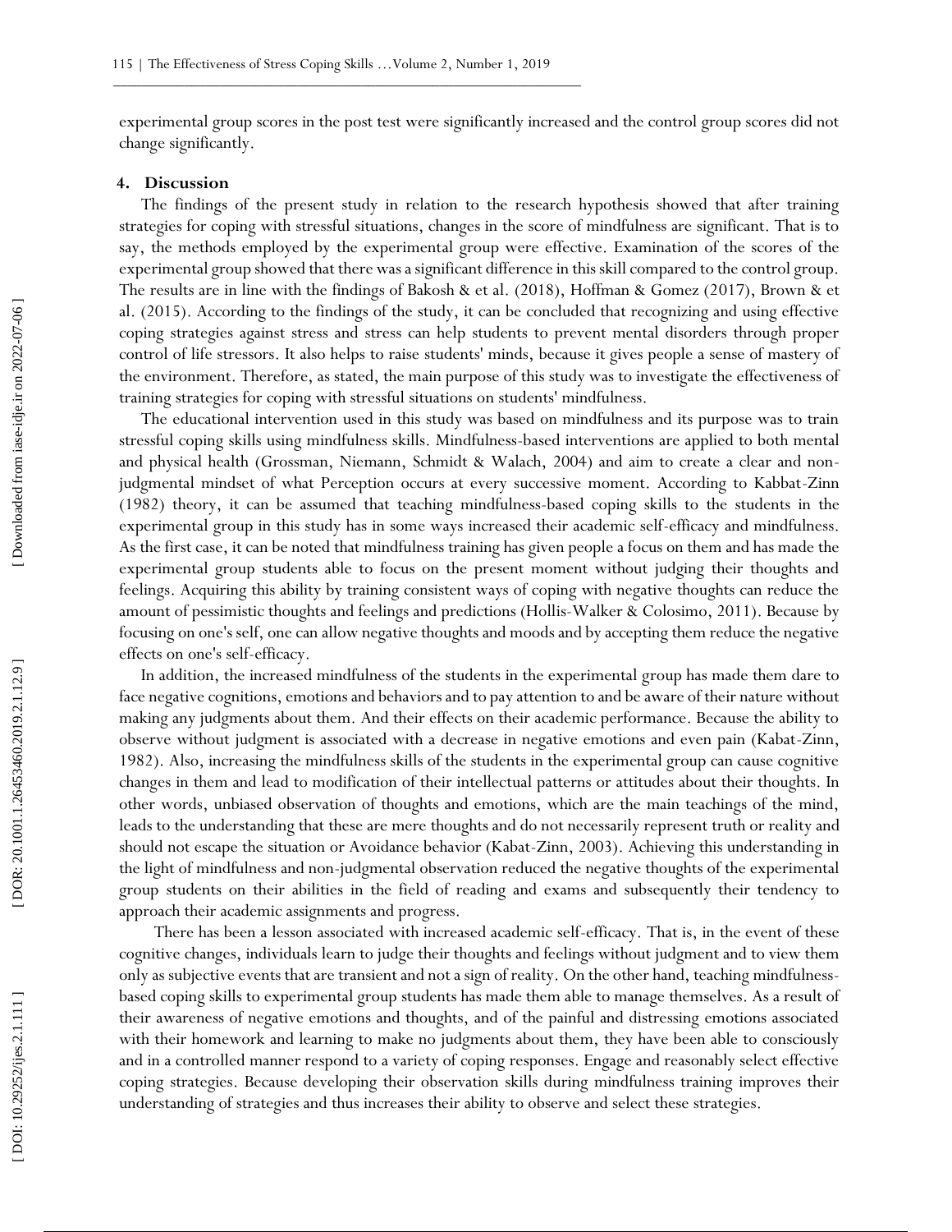experimental group scores in the post test were significantly increased and the control group scores did not change significantly.

## 4. Discussion

The findings of the present study in relation to the research hypothesis showed that after training strategies for coping with stressful situations, changes in the score of mindfulness are significant. That is to say, the methods employed by the experimental group were effective. Examination of the scores of the experimental group showed that there was a significant difference in this skill compared to the control group. The results are in line with the findings of Bakosh & et al. (2018), Hoffman & Gomez (2017), Brown & et al. (2015). According to the findings of the study, it can be concluded that recognizing and using effective coping strategies against stress and stress can help students to prevent mental disorders through proper control of life stressors. It also helps to raise students' minds, because it gives people a sense of mastery of the environment. Therefore, as stated, the main purpose of this study was to investigate the effectiveness of training strategies for coping with stressful situations on students' mindfulness.

The educational intervention used in this study was based on mindfulness and its purpose was to train stressful coping skills using mindfulness skills. Mindfulness-based interventions are applied to both mental and physical health (Grossman, Niemann, Schmidt & Walach, 2004) and aim to create a clear and non-judgmental mindset of what Perception occurs at every successive moment. According to Kabbat-Zinn (1982) theory, it can be assumed that teaching mindfulness-based coping skills to the students in the experimental group in this study has in some ways increased their academic self-efficacy and mindfulness. As the first case, it can be noted that mindfulness training has given people a focus on them and has made the experimental group students able to focus on the present moment without judging their thoughts and feelings. Acquiring this ability by training consistent ways of coping with negative thoughts can reduce the amount of pessimistic thoughts and feelings and predictions (Hollis-Walker & Colosimo, 2011). Because by focusing on one's self, one can allow negative thoughts and moods and by accepting them reduce the negative effects on one's self-efficacy.

In addition, the increased mindfulness of the students in the experimental group has made them dare to face negative cognitions, emotions and behaviors and to pay attention to and be aware of their nature without making any judgments about them. And their effects on their academic performance. Because the ability to observe without judgment is associated with a decrease in negative emotions and even pain (Kabat-Zinn, 1982). Also, increasing the mindfulness skills of the students in the experimental group can cause cognitive changes in them and lead to modification of their intellectual patterns or attitudes about their thoughts. In other words, unbiased observation of thoughts and emotions, which are the main teachings of the mind, leads to the understanding that these are mere thoughts and do not necessarily represent truth or reality and should not escape the situation or Avoidance behavior (Kabat-Zinn, 2003). Achieving this understanding in the light of mindfulness and non-judgmental observation reduced the negative thoughts of the experimental group students on their abilities in the field of reading and exams and subsequently their tendency to approach their academic assignments and progress.

There has been a lesson associated with increased academic self-efficacy. That is, in the event of these cognitive changes, individuals learn to judge their thoughts and feelings without judgment and to view them only as subjective events that are transient and not a sign of reality. On the other hand, teaching mindfulness-based coping skills to experimental group students has made them able to manage themselves. As a result of their awareness of negative emotions and thoughts, and of the painful and distressing emotions associated with their homework and learning to make no judgments about them, they have been able to consciously and in a controlled manner respond to a variety of coping responses. Engage and reasonably select effective coping strategies. Because developing their observation skills during mindfulness training improves their understanding of strategies and thus increases their ability to observe and select these strategies.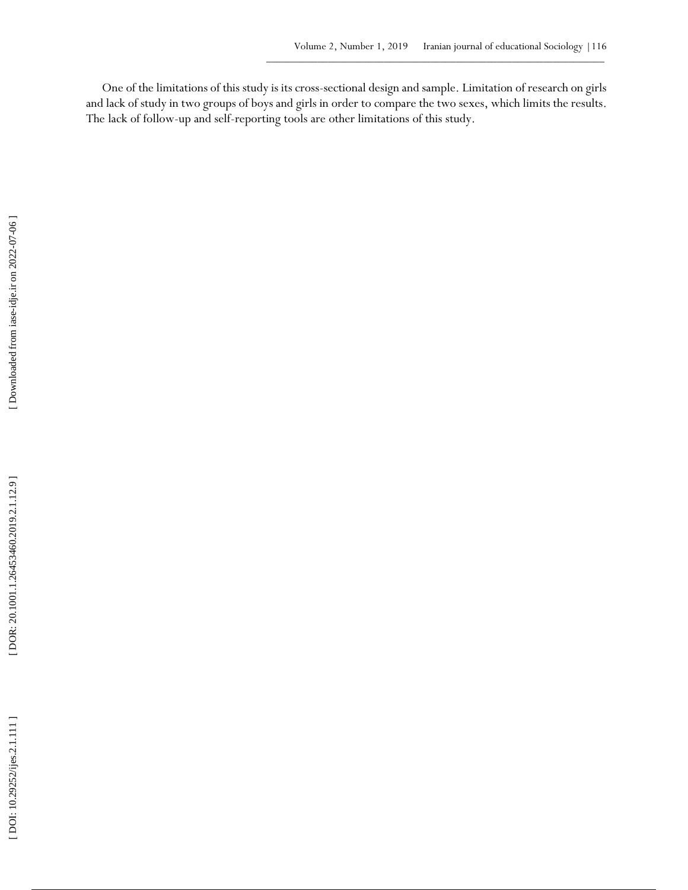One of the limitations of this study is its cross-sectional design and sample. Limitation of research on girls and lack of study in two groups of boys and girls in order to compare the two sexes, which limits the results. The lack of follow-up and self-reporting tools are other limitations of this study.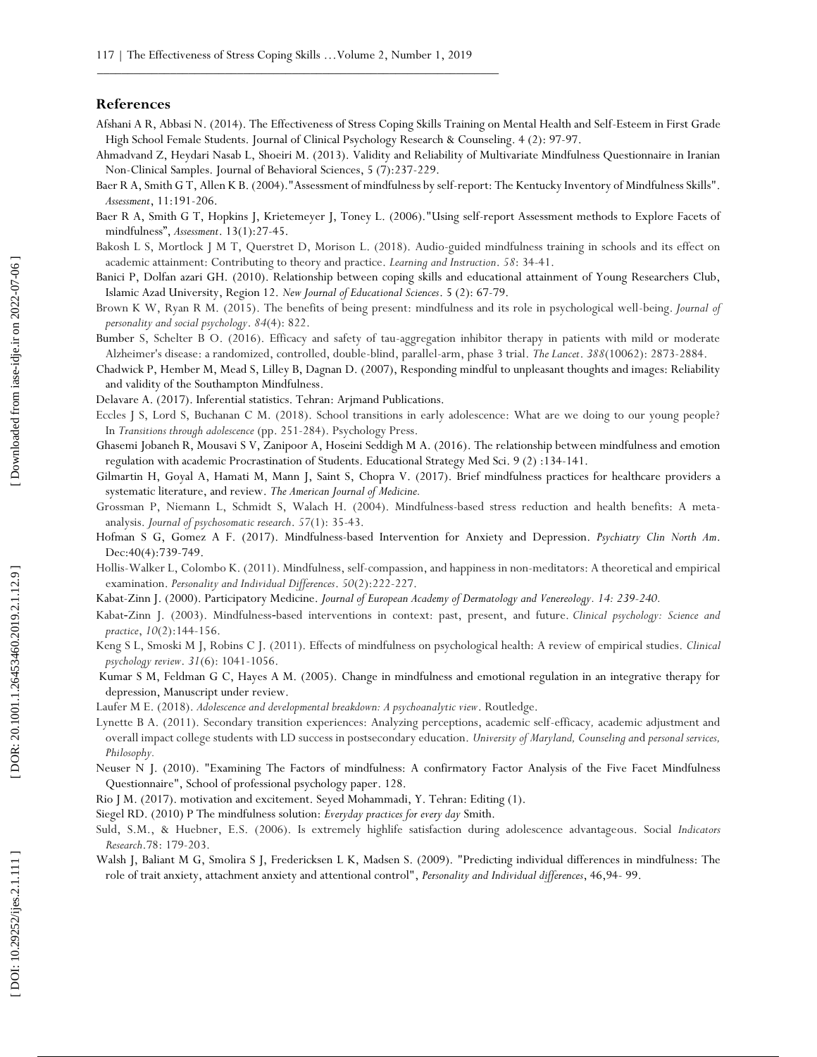## References

Afshani A R, Abbasi N. (2014). The Effectiveness of Stress Coping Skills Training on Mental Health and Self-Esteem in First Grade High School Female Students. Journal of Clinical Psychology Research & Counseling. 4 (2): 97-97.

Ahmadvand Z, Heydari Nasab L, Shoeiri M. (2013). Validity and Reliability of Multivariate Mindfulness Questionnaire in Iranian Non-Clinical Samples. Journal of Behavioral Sciences, 5 (7):237-229.

Baer R A, Smith G T, Allen K B. (2004)."Assessment of mindfulness by self-report: The Kentucky Inventory of Mindfulness Skills". *Assessment*, 11:191-206.

Baer R A, Smith G T, Hopkins J, Krietemeyer J, Toney L. (2006)."Using self-report Assessment methods to Explore Facets of mindfulness", *Assessment*. 13(1):27-45.

Bakosh L S, Mortlock J M T, Querstret D, Morison L. (2018). Audio-guided mindfulness training in schools and its effect on academic attainment: Contributing to theory and practice. *Learning and Instruction*. *58*: 34-41.

Banici P, Dolfan azari GH. (2010). Relationship between coping skills and educational attainment of Young Researchers Club, Islamic Azad University, Region 12. *New Journal of Educational Sciences*. 5 (2): 67-79.

Brown K W, Ryan R M. (2015). The benefits of being present: mindfulness and its role in psychological well-being. *Journal of personality and social psychology*. *84*(4): 822.

Bumber S, Schelter B O. (2016). Efficacy and safety of tau-aggregation inhibitor therapy in patients with mild or moderate Alzheimer's disease: a randomized, controlled, double-blind, parallel-arm, phase 3 trial. *The Lancet*. *388*(10062): 2873-2884.

Chadwick P, Hember M, Mead S, Lilley B, Dagnan D. (2007), Responding mindful to unpleasant thoughts and images: Reliability and validity of the Southampton Mindfulness.

Delavare A. (2017). Inferential statistics. Tehran: Arjmand Publications.

Eccles J S, Lord S, Buchanan C M. (2018). School transitions in early adolescence: What are we doing to our young people? In *Transitions through adolescence* (pp. 251-284). Psychology Press.

Ghasemi Jobaneh R, Mousavi S V, Zanipoor A, Hoseini Seddigh M A. (2016). The relationship between mindfulness and emotion regulation with academic Procrastination of Students. Educational Strategy Med Sci. 9 (2) :134-141.

Gilmartin H, Goyal A, Hamati M, Mann J, Saint S, Chopra V. (2017). Brief mindfulness practices for healthcare providers a systematic literature, and review. *The American Journal of Medicine.*

Grossman P, Niemann L, Schmidt S, Walach H. (2004). Mindfulness-based stress reduction and health benefits: A meta-analysis. *Journal of psychosomatic research*. *57*(1): 35-43.

Hofman S G, Gomez A F. (2017). Mindfulness-based Intervention for Anxiety and Depression. *Psychiatry Clin North Am*. Dec:40(4):739-749.

Hollis-Walker L, Colombo K. (2011). Mindfulness, self-compassion, and happiness in non-meditators: A theoretical and empirical examination. *Personality and Individual Differences*. *50*(2):222-227.

Kabat-Zinn J. (2000). Participatory Medicine. *Journal of European Academy of Dermatology and Venereology*. *14: 239-240.*

Kabat-Zinn J. (2003). Mindfulness-based interventions in context: past, present, and future. *Clinical psychology: Science and practice*, *10*(2):144-156.

Keng S L, Smoski M J, Robins C J. (2011). Effects of mindfulness on psychological health: A review of empirical studies. *Clinical psychology review*. *31*(6): 1041-1056.

Kumar S M, Feldman G C, Hayes A M. (2005). Change in mindfulness and emotional regulation in an integrative therapy for depression, Manuscript under review.

Laufer M E. (2018). *Adolescence and developmental breakdown: A psychoanalytic view*. Routledge.

Lynette B A. (2011). Secondary transition experiences: Analyzing perceptions, academic self-efficacy, academic adjustment and overall impact college students with LD success in postsecondary education. *University of Maryland, Counseling and personal services, Philosophy.*

Neuser N J. (2010). "Examining The Factors of mindfulness: A confirmatory Factor Analysis of the Five Facet Mindfulness Questionnaire", School of professional psychology paper. 128.

Rio J M. (2017). motivation and excitement. Seyed Mohammadi, Y. Tehran: Editing (1).

Siegel RD. (2010) P The mindfulness solution: *Everyday practices for every day* Smith.

Suld, S.M., & Huebner, E.S. (2006). Is extremely highlife satisfaction during adolescence advantageous. Social *Indicators Research*.78: 179-203.

Walsh J, Baliant M G, Smolira S J, Fredericksen L K, Madsen S. (2009). "Predicting individual differences in mindfulness: The role of trait anxiety, attachment anxiety and attentional control", *Personality and Individual differences*, 46,94- 99.